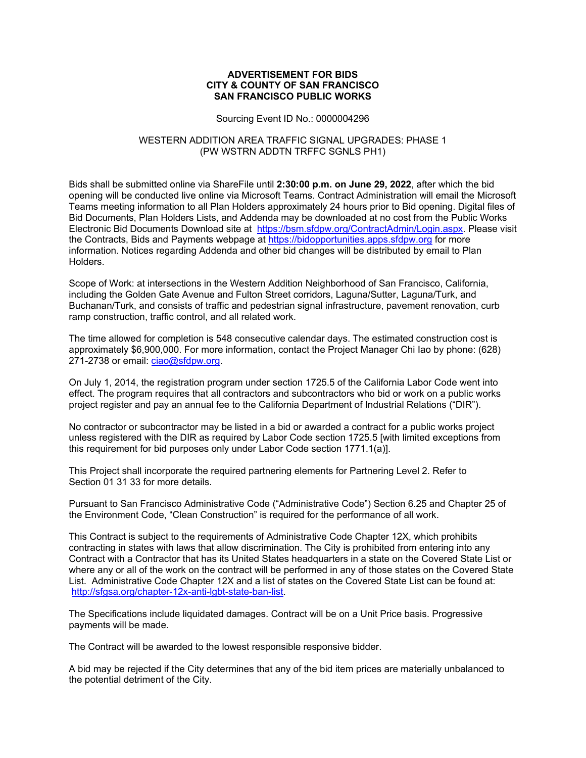# ADVERTISEMENT FOR BIDS
# CITY & COUNTY OF SAN FRANCISCO
# SAN FRANCISCO PUBLIC WORKS

Sourcing Event ID No.: 0000004296

WESTERN ADDITION AREA TRAFFIC SIGNAL UPGRADES: PHASE 1
(PW WSTRN ADDTN TRFFC SGNLS PH1)

Bids shall be submitted online via ShareFile until **2:30:00 p.m. on June 29, 2022**, after which the bid opening will be conducted live online via Microsoft Teams. Contract Administration will email the Microsoft Teams meeting information to all Plan Holders approximately 24 hours prior to Bid opening. Digital files of Bid Documents, Plan Holders Lists, and Addenda may be downloaded at no cost from the Public Works Electronic Bid Documents Download site at [https://bsm.sfdpw.org/ContractAdmin/Login.aspx](https://bsm.sfdpw.org/ContractAdmin/Login.aspx). Please visit the Contracts, Bids and Payments webpage at [https://bidopportunities.apps.sfdpw.org](https://bidopportunities.apps.sfdpw.org) for more information. Notices regarding Addenda and other bid changes will be distributed by email to Plan Holders.

Scope of Work: at intersections in the Western Addition Neighborhood of San Francisco, California, including the Golden Gate Avenue and Fulton Street corridors, Laguna/Sutter, Laguna/Turk, and Buchanan/Turk, and consists of traffic and pedestrian signal infrastructure, pavement renovation, curb ramp construction, traffic control, and all related work.

The time allowed for completion is 548 consecutive calendar days. The estimated construction cost is approximately $6,900,000. For more information, contact the Project Manager Chi Iao by phone: (628) 271-2738 or email: [ciao@sfdpw.org](mailto:ciao@sfdpw.org).

On July 1, 2014, the registration program under section 1725.5 of the California Labor Code went into effect. The program requires that all contractors and subcontractors who bid or work on a public works project register and pay an annual fee to the California Department of Industrial Relations ("DIR").

No contractor or subcontractor may be listed in a bid or awarded a contract for a public works project unless registered with the DIR as required by Labor Code section 1725.5 [with limited exceptions from this requirement for bid purposes only under Labor Code section 1771.1(a)].

This Project shall incorporate the required partnering elements for Partnering Level 2. Refer to Section 01 31 33 for more details.

Pursuant to San Francisco Administrative Code ("Administrative Code") Section 6.25 and Chapter 25 of the Environment Code, "Clean Construction" is required for the performance of all work.

This Contract is subject to the requirements of Administrative Code Chapter 12X, which prohibits contracting in states with laws that allow discrimination. The City is prohibited from entering into any Contract with a Contractor that has its United States headquarters in a state on the Covered State List or where any or all of the work on the contract will be performed in any of those states on the Covered State List. Administrative Code Chapter 12X and a list of states on the Covered State List can be found at: [http://sfgsa.org/chapter-12x-anti-lgbt-state-ban-list](http://sfgsa.org/chapter-12x-anti-lgbt-state-ban-list).

The Specifications include liquidated damages. Contract will be on a Unit Price basis. Progressive payments will be made.

The Contract will be awarded to the lowest responsible responsive bidder.

A bid may be rejected if the City determines that any of the bid item prices are materially unbalanced to the potential detriment of the City.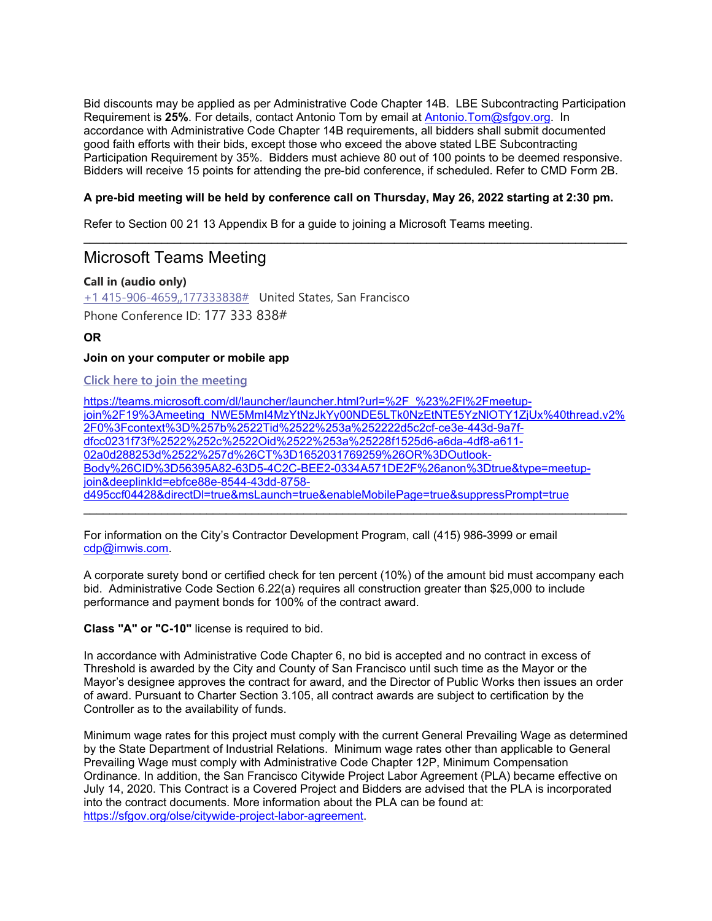Bid discounts may be applied as per Administrative Code Chapter 14B. LBE Subcontracting Participation Requirement is **25%**. For details, contact Antonio Tom by email at Antonio.Tom@sfgov.org. In accordance with Administrative Code Chapter 14B requirements, all bidders shall submit documented good faith efforts with their bids, except those who exceed the above stated LBE Subcontracting Participation Requirement by 35%. Bidders must achieve 80 out of 100 points to be deemed responsive. Bidders will receive 15 points for attending the pre-bid conference, if scheduled. Refer to CMD Form 2B.

**A pre-bid meeting will be held by conference call on Thursday, May 26, 2022 starting at 2:30 pm.**

Refer to Section 00 21 13 Appendix B for a guide to joining a Microsoft Teams meeting.

---

## Microsoft Teams Meeting

**Call in (audio only)**

+1 415-906-4659,,177333838# United States, San Francisco

Phone Conference ID: 177 333 838#

**OR**

**Join on your computer or mobile app**

Click here to join the meeting

https://teams.microsoft.com/dl/launcher/launcher.html?url=%2F_%23%2Fl%2Fmeetup-join%2F19%3Ameeting_NWE5MmI4MzYtNzJkYy00NDE5LTk0NzEtNTE5YzNlOTY1ZjUx%40thread.v2%2F0%3Fcontext%3D%257b%2522Tid%2522%253a%252222d5c2cf-ce3e-443d-9a7f-dfcc0231f73f%2522%252c%2522Oid%2522%253a%25228f1525d6-a6da-4df8-a611-02a0d288253d%2522%257d%26CT%3D1652031769259%26OR%3DOutlook-Body%26CID%3D56395A82-63D5-4C2C-BEE2-0334A571DE2F%26anon%3Dtrue&type=meetup-join&deeplinkId=ebfce88e-8544-43dd-8758-d495ccf04428&directDl=true&msLaunch=true&enableMobilePage=true&suppressPrompt=true

---

For information on the City's Contractor Development Program, call (415) 986-3999 or email cdp@imwis.com.

A corporate surety bond or certified check for ten percent (10%) of the amount bid must accompany each bid. Administrative Code Section 6.22(a) requires all construction greater than $25,000 to include performance and payment bonds for 100% of the contract award.

**Class "A" or "C-10"** license is required to bid.

In accordance with Administrative Code Chapter 6, no bid is accepted and no contract in excess of Threshold is awarded by the City and County of San Francisco until such time as the Mayor or the Mayor's designee approves the contract for award, and the Director of Public Works then issues an order of award. Pursuant to Charter Section 3.105, all contract awards are subject to certification by the Controller as to the availability of funds.

Minimum wage rates for this project must comply with the current General Prevailing Wage as determined by the State Department of Industrial Relations. Minimum wage rates other than applicable to General Prevailing Wage must comply with Administrative Code Chapter 12P, Minimum Compensation Ordinance. In addition, the San Francisco Citywide Project Labor Agreement (PLA) became effective on July 14, 2020. This Contract is a Covered Project and Bidders are advised that the PLA is incorporated into the contract documents. More information about the PLA can be found at: https://sfgov.org/olse/citywide-project-labor-agreement.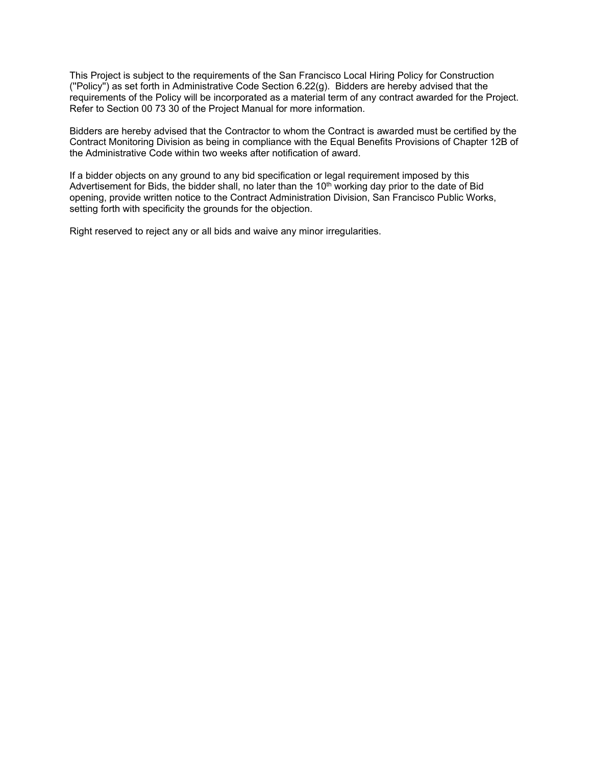This Project is subject to the requirements of the San Francisco Local Hiring Policy for Construction ("Policy") as set forth in Administrative Code Section 6.22(g). Bidders are hereby advised that the requirements of the Policy will be incorporated as a material term of any contract awarded for the Project. Refer to Section 00 73 30 of the Project Manual for more information.

Bidders are hereby advised that the Contractor to whom the Contract is awarded must be certified by the Contract Monitoring Division as being in compliance with the Equal Benefits Provisions of Chapter 12B of the Administrative Code within two weeks after notification of award.

If a bidder objects on any ground to any bid specification or legal requirement imposed by this Advertisement for Bids, the bidder shall, no later than the 10th working day prior to the date of Bid opening, provide written notice to the Contract Administration Division, San Francisco Public Works, setting forth with specificity the grounds for the objection.

Right reserved to reject any or all bids and waive any minor irregularities.